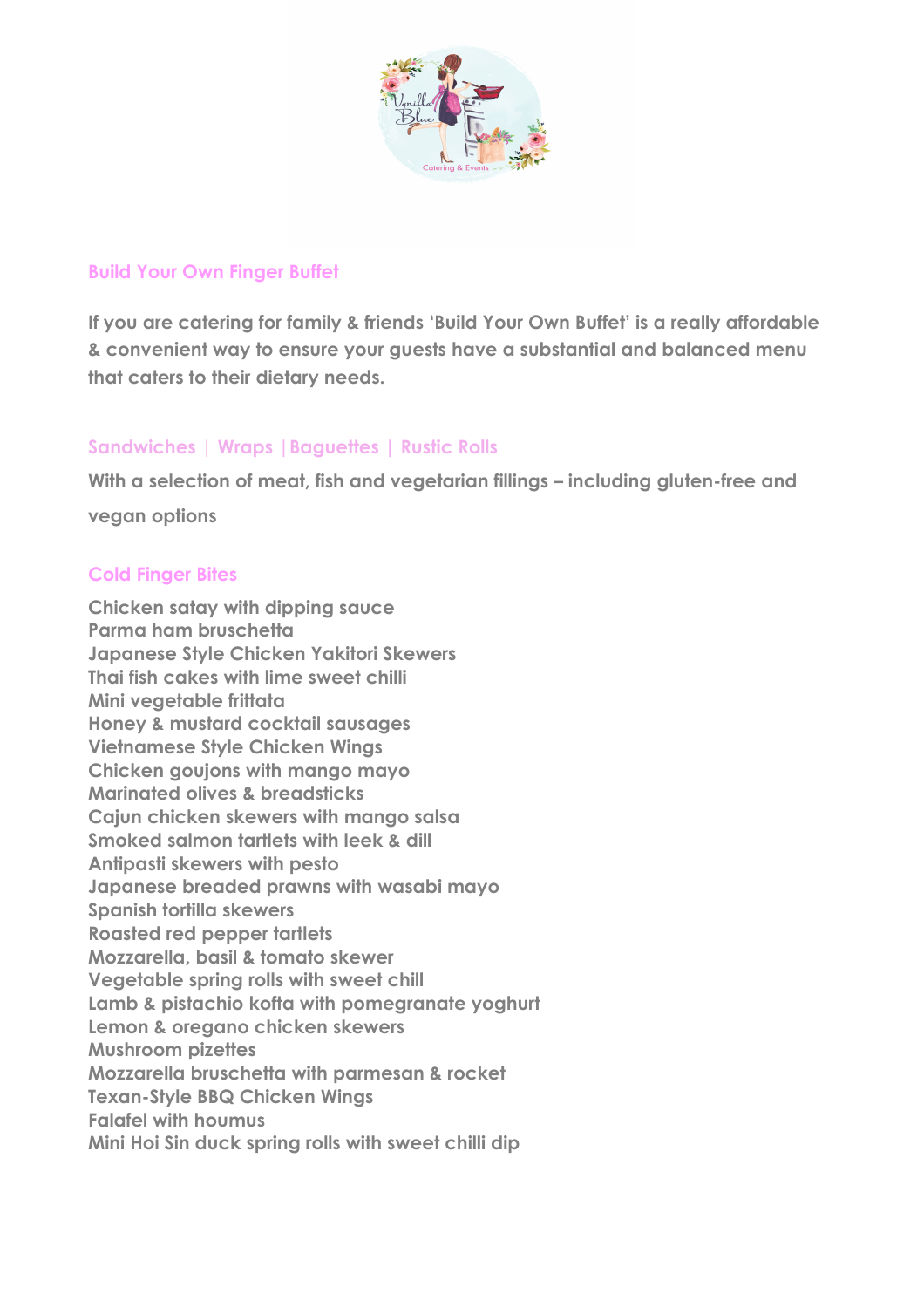## Build Your Own Finger Buffet

**If you are catering for family & friends 'Build Your Own Buffet' is a really affordable & convenient way to ensure your guests have a substantial and balanced menu that caters to their dietary needs.**

## Sandwiches | Wraps | Baguettes | Rustic Rolls

**With a selection of meat, fish and vegetarian fillings – including gluten-free and vegan options**

## Cold Finger Bites

**Chicken satay with dipping sauce**  
**Parma ham bruschetta**  
**Japanese Style Chicken Yakitori Skewers**  
**Thai fish cakes with lime sweet chilli**  
**Mini vegetable frittata**  
**Honey & mustard cocktail sausages**  
**Vietnamese Style Chicken Wings**  
**Chicken goujons with mango mayo**  
**Marinated olives & breadsticks**  
**Cajun chicken skewers with mango salsa**  
**Smoked salmon tartlets with leek & dill**  
**Antipasti skewers with pesto**  
**Japanese breaded prawns with wasabi mayo**  
**Spanish tortilla skewers**  
**Roasted red pepper tartlets**  
**Mozzarella, basil & tomato skewer**  
**Vegetable spring rolls with sweet chill**  
**Lamb & pistachio kofta with pomegranate yoghurt**  
**Lemon & oregano chicken skewers**  
**Mushroom pizettes**  
**Mozzarella bruschetta with parmesan & rocket**  
**Texan-Style BBQ Chicken Wings**  
**Falafel with houmus**  
**Mini Hoi Sin duck spring rolls with sweet chilli dip**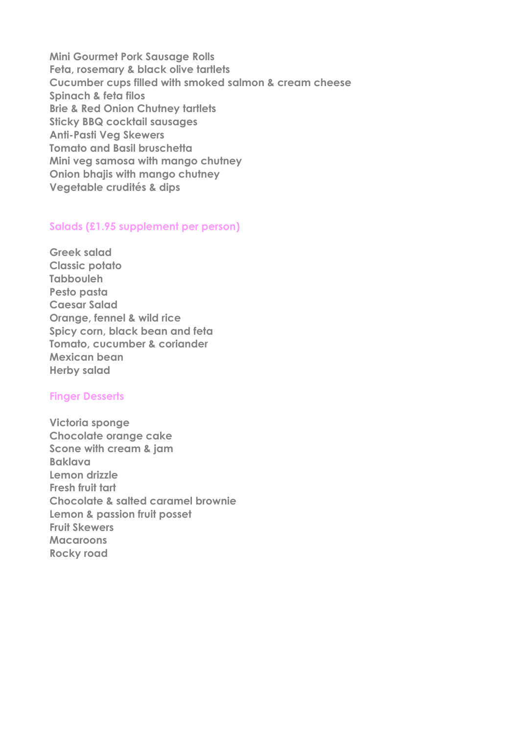**Mini Gourmet Pork Sausage Rolls**
**Feta, rosemary & black olive tartlets**
**Cucumber cups filled with smoked salmon & cream cheese**
**Spinach & feta filos**
**Brie & Red Onion Chutney tartlets**
**Sticky BBQ cocktail sausages**
**Anti-Pasti Veg Skewers**
**Tomato and Basil bruschetta**
**Mini veg samosa with mango chutney**
**Onion bhajis with mango chutney**
**Vegetable crudités & dips**

## Salads (£1.95 supplement per person)

**Greek salad**
**Classic potato**
**Tabbouleh**
**Pesto pasta**
**Caesar Salad**
**Orange, fennel & wild rice**
**Spicy corn, black bean and feta**
**Tomato, cucumber & coriander**
**Mexican bean**
**Herby salad**

## Finger Desserts

**Victoria sponge**
**Chocolate orange cake**
**Scone with cream & jam**
**Baklava**
**Lemon drizzle**
**Fresh fruit tart**
**Chocolate & salted caramel brownie**
**Lemon & passion fruit posset**
**Fruit Skewers**
**Macaroons**
**Rocky road**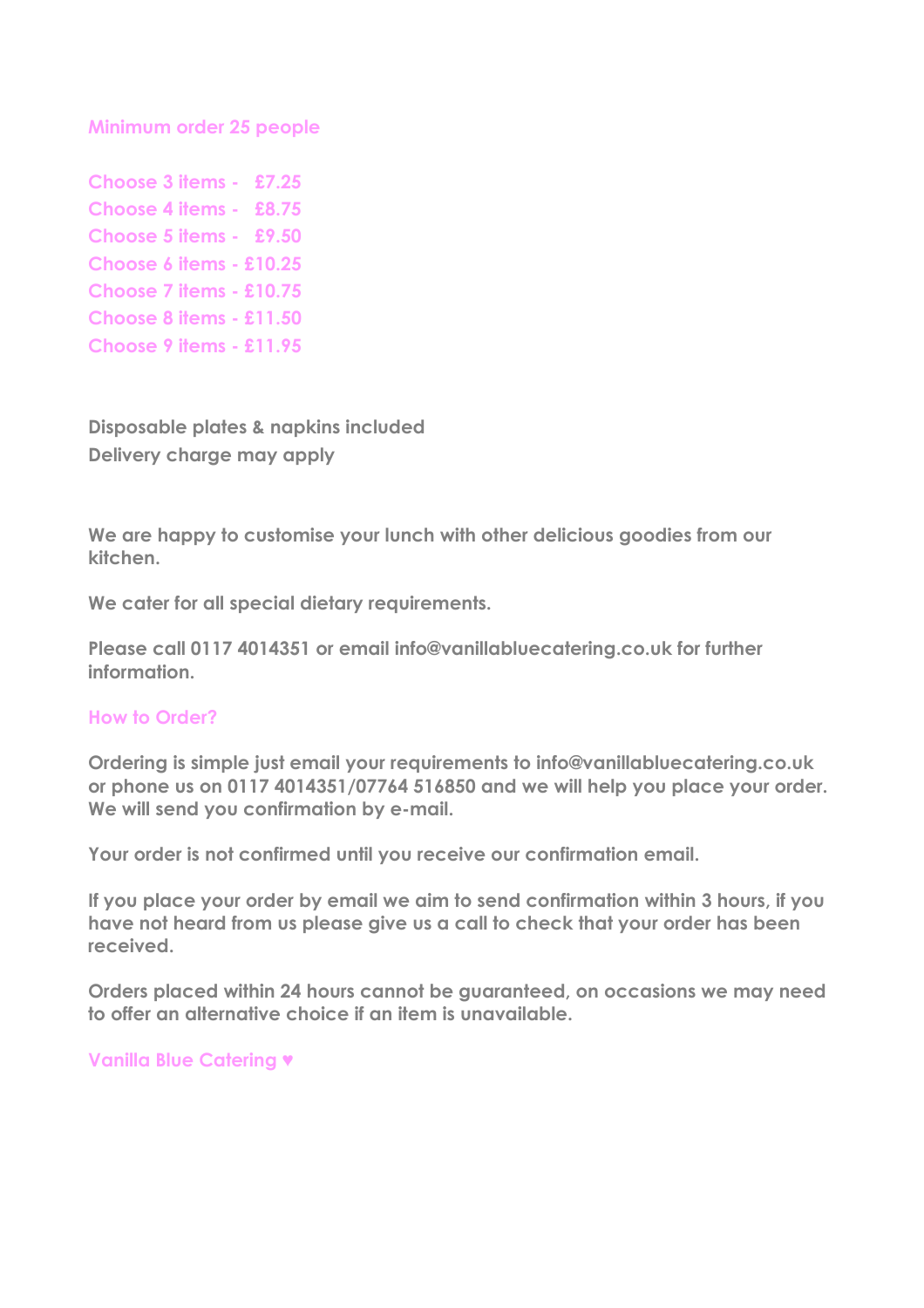Minimum order 25 people

Choose 3 items - £7.25
Choose 4 items - £8.75
Choose 5 items - £9.50
Choose 6 items - £10.25
Choose 7 items - £10.75
Choose 8 items - £11.50
Choose 9 items - £11.95

**Disposable plates & napkins included**
**Delivery charge may apply**

**We are happy to customise your lunch with other delicious goodies from our kitchen.**

**We cater for all special dietary requirements.**

**Please call 0117 4014351 or email info@vanillabluecatering.co.uk for further information.**

## How to Order?

**Ordering is simple just email your requirements to info@vanillabluecatering.co.uk or phone us on 0117 4014351/07764 516850 and we will help you place your order. We will send you confirmation by e-mail.**

**Your order is not confirmed until you receive our confirmation email.**

**If you place your order by email we aim to send confirmation within 3 hours, if you have not heard from us please give us a call to check that your order has been received.**

**Orders placed within 24 hours cannot be guaranteed, on occasions we may need to offer an alternative choice if an item is unavailable.**

Vanilla Blue Catering ♥